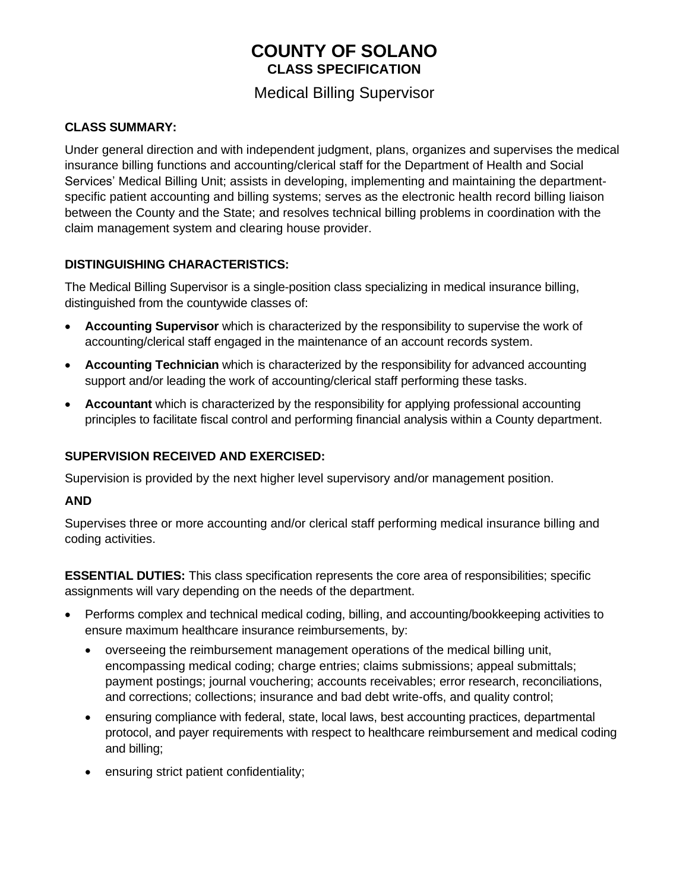# COUNTY OF SOLANO

## CLASS SPECIFICATION

## Medical Billing Supervisor

**CLASS SUMMARY:**

Under general direction and with independent judgment, plans, organizes and supervises the medical insurance billing functions and accounting/clerical staff for the Department of Health and Social Services' Medical Billing Unit; assists in developing, implementing and maintaining the department-specific patient accounting and billing systems; serves as the electronic health record billing liaison between the County and the State; and resolves technical billing problems in coordination with the claim management system and clearing house provider.

**DISTINGUISHING CHARACTERISTICS:**

The Medical Billing Supervisor is a single-position class specializing in medical insurance billing, distinguished from the countywide classes of:

- **Accounting Supervisor** which is characterized by the responsibility to supervise the work of accounting/clerical staff engaged in the maintenance of an account records system.
- **Accounting Technician** which is characterized by the responsibility for advanced accounting support and/or leading the work of accounting/clerical staff performing these tasks.
- **Accountant** which is characterized by the responsibility for applying professional accounting principles to facilitate fiscal control and performing financial analysis within a County department.

**SUPERVISION RECEIVED AND EXERCISED:**

Supervision is provided by the next higher level supervisory and/or management position.

**AND**

Supervises three or more accounting and/or clerical staff performing medical insurance billing and coding activities.

**ESSENTIAL DUTIES:** This class specification represents the core area of responsibilities; specific assignments will vary depending on the needs of the department.

- Performs complex and technical medical coding, billing, and accounting/bookkeeping activities to ensure maximum healthcare insurance reimbursements, by:
  - overseeing the reimbursement management operations of the medical billing unit, encompassing medical coding; charge entries; claims submissions; appeal submittals; payment postings; journal vouchering; accounts receivables; error research, reconciliations, and corrections; collections; insurance and bad debt write-offs, and quality control;
  - ensuring compliance with federal, state, local laws, best accounting practices, departmental protocol, and payer requirements with respect to healthcare reimbursement and medical coding and billing;
  - ensuring strict patient confidentiality;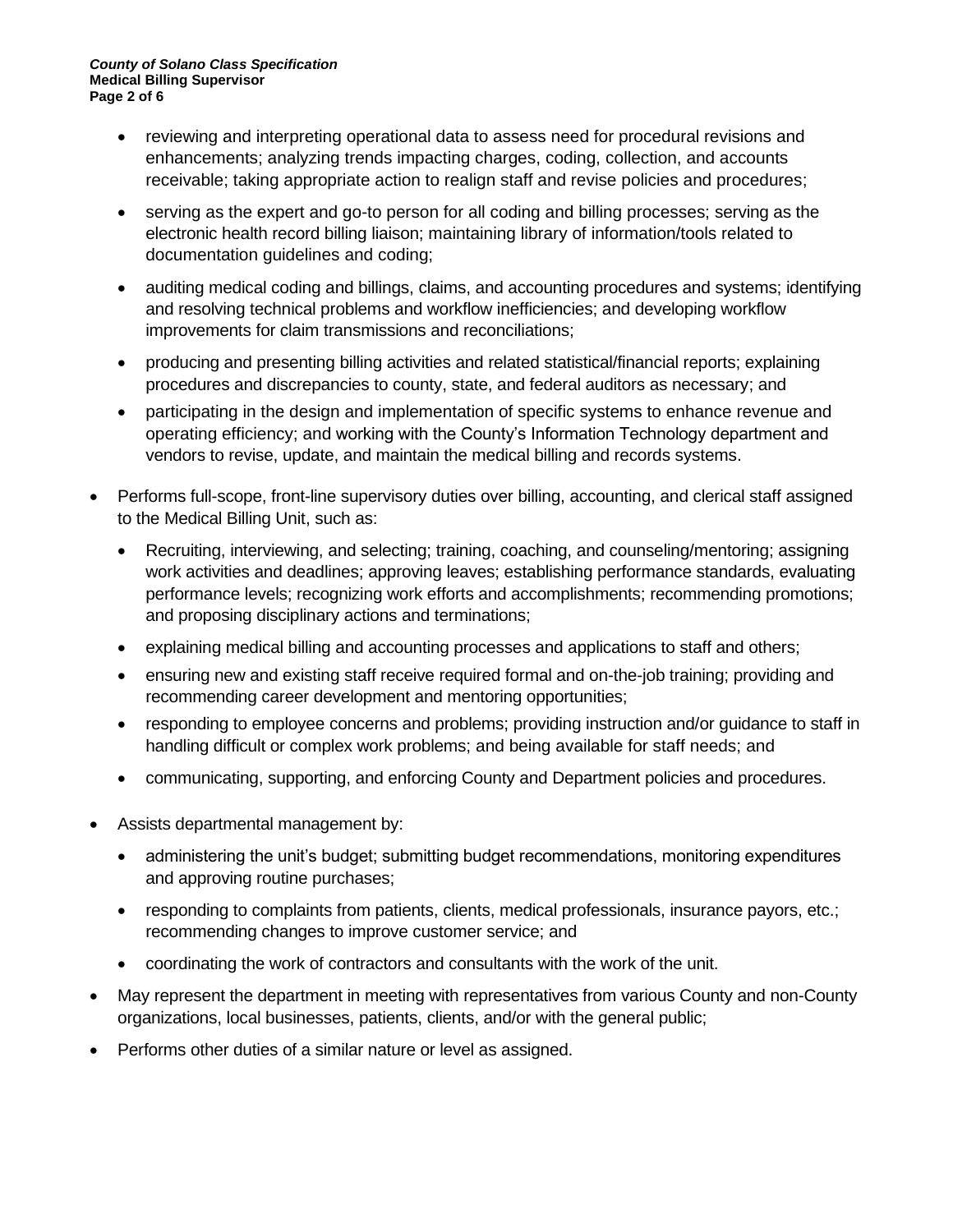- reviewing and interpreting operational data to assess need for procedural revisions and enhancements; analyzing trends impacting charges, coding, collection, and accounts receivable; taking appropriate action to realign staff and revise policies and procedures;
  - serving as the expert and go-to person for all coding and billing processes; serving as the electronic health record billing liaison; maintaining library of information/tools related to documentation guidelines and coding;
  - auditing medical coding and billings, claims, and accounting procedures and systems; identifying and resolving technical problems and workflow inefficiencies; and developing workflow improvements for claim transmissions and reconciliations;
  - producing and presenting billing activities and related statistical/financial reports; explaining procedures and discrepancies to county, state, and federal auditors as necessary; and
  - participating in the design and implementation of specific systems to enhance revenue and operating efficiency; and working with the County's Information Technology department and vendors to revise, update, and maintain the medical billing and records systems.

- Performs full-scope, front-line supervisory duties over billing, accounting, and clerical staff assigned to the Medical Billing Unit, such as:
  - Recruiting, interviewing, and selecting; training, coaching, and counseling/mentoring; assigning work activities and deadlines; approving leaves; establishing performance standards, evaluating performance levels; recognizing work efforts and accomplishments; recommending promotions; and proposing disciplinary actions and terminations;
  - explaining medical billing and accounting processes and applications to staff and others;
  - ensuring new and existing staff receive required formal and on-the-job training; providing and recommending career development and mentoring opportunities;
  - responding to employee concerns and problems; providing instruction and/or guidance to staff in handling difficult or complex work problems; and being available for staff needs; and
  - communicating, supporting, and enforcing County and Department policies and procedures.

- Assists departmental management by:
  - administering the unit's budget; submitting budget recommendations, monitoring expenditures and approving routine purchases;
  - responding to complaints from patients, clients, medical professionals, insurance payors, etc.; recommending changes to improve customer service; and
  - coordinating the work of contractors and consultants with the work of the unit.

- May represent the department in meeting with representatives from various County and non-County organizations, local businesses, patients, clients, and/or with the general public;

- Performs other duties of a similar nature or level as assigned.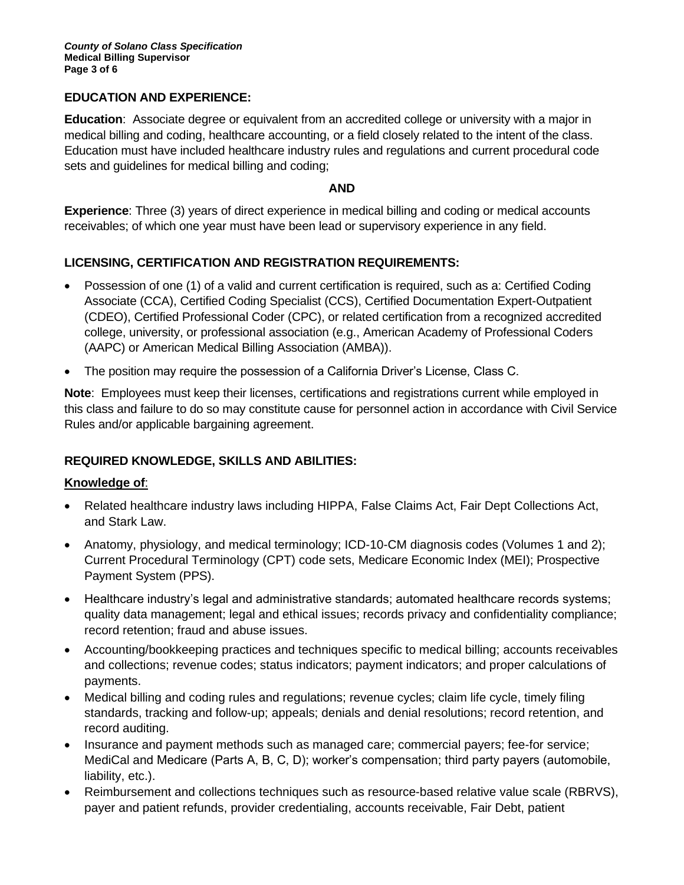## EDUCATION AND EXPERIENCE:

**Education**: Associate degree or equivalent from an accredited college or university with a major in medical billing and coding, healthcare accounting, or a field closely related to the intent of the class. Education must have included healthcare industry rules and regulations and current procedural code sets and guidelines for medical billing and coding;

**AND**

**Experience**: Three (3) years of direct experience in medical billing and coding or medical accounts receivables; of which one year must have been lead or supervisory experience in any field.

## LICENSING, CERTIFICATION AND REGISTRATION REQUIREMENTS:

- Possession of one (1) of a valid and current certification is required, such as a: Certified Coding Associate (CCA), Certified Coding Specialist (CCS), Certified Documentation Expert-Outpatient (CDEO), Certified Professional Coder (CPC), or related certification from a recognized accredited college, university, or professional association (e.g., American Academy of Professional Coders (AAPC) or American Medical Billing Association (AMBA)).
- The position may require the possession of a California Driver's License, Class C.

**Note**: Employees must keep their licenses, certifications and registrations current while employed in this class and failure to do so may constitute cause for personnel action in accordance with Civil Service Rules and/or applicable bargaining agreement.

## REQUIRED KNOWLEDGE, SKILLS AND ABILITIES:

**Knowledge of**:

- Related healthcare industry laws including HIPPA, False Claims Act, Fair Dept Collections Act, and Stark Law.
- Anatomy, physiology, and medical terminology; ICD-10-CM diagnosis codes (Volumes 1 and 2); Current Procedural Terminology (CPT) code sets, Medicare Economic Index (MEI); Prospective Payment System (PPS).
- Healthcare industry's legal and administrative standards; automated healthcare records systems; quality data management; legal and ethical issues; records privacy and confidentiality compliance; record retention; fraud and abuse issues.
- Accounting/bookkeeping practices and techniques specific to medical billing; accounts receivables and collections; revenue codes; status indicators; payment indicators; and proper calculations of payments.
- Medical billing and coding rules and regulations; revenue cycles; claim life cycle, timely filing standards, tracking and follow-up; appeals; denials and denial resolutions; record retention, and record auditing.
- Insurance and payment methods such as managed care; commercial payers; fee-for service; MediCal and Medicare (Parts A, B, C, D); worker's compensation; third party payers (automobile, liability, etc.).
- Reimbursement and collections techniques such as resource-based relative value scale (RBRVS), payer and patient refunds, provider credentialing, accounts receivable, Fair Debt, patient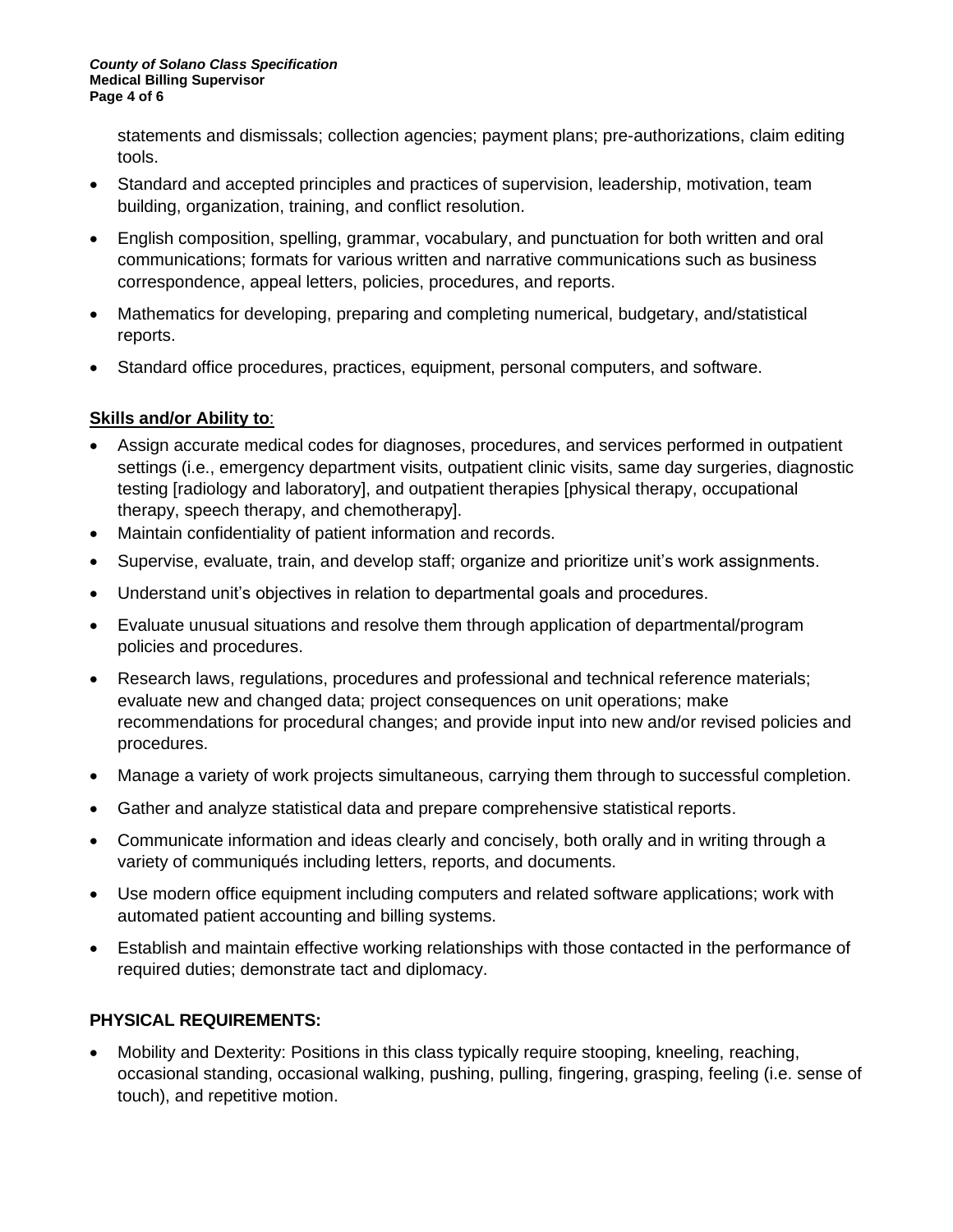statements and dismissals; collection agencies; payment plans; pre-authorizations, claim editing tools.

- Standard and accepted principles and practices of supervision, leadership, motivation, team building, organization, training, and conflict resolution.
- English composition, spelling, grammar, vocabulary, and punctuation for both written and oral communications; formats for various written and narrative communications such as business correspondence, appeal letters, policies, procedures, and reports.
- Mathematics for developing, preparing and completing numerical, budgetary, and/statistical reports.
- Standard office procedures, practices, equipment, personal computers, and software.

**Skills and/or Ability to**:

- Assign accurate medical codes for diagnoses, procedures, and services performed in outpatient settings (i.e., emergency department visits, outpatient clinic visits, same day surgeries, diagnostic testing [radiology and laboratory], and outpatient therapies [physical therapy, occupational therapy, speech therapy, and chemotherapy].
- Maintain confidentiality of patient information and records.
- Supervise, evaluate, train, and develop staff; organize and prioritize unit's work assignments.
- Understand unit's objectives in relation to departmental goals and procedures.
- Evaluate unusual situations and resolve them through application of departmental/program policies and procedures.
- Research laws, regulations, procedures and professional and technical reference materials; evaluate new and changed data; project consequences on unit operations; make recommendations for procedural changes; and provide input into new and/or revised policies and procedures.
- Manage a variety of work projects simultaneous, carrying them through to successful completion.
- Gather and analyze statistical data and prepare comprehensive statistical reports.
- Communicate information and ideas clearly and concisely, both orally and in writing through a variety of communiqués including letters, reports, and documents.
- Use modern office equipment including computers and related software applications; work with automated patient accounting and billing systems.
- Establish and maintain effective working relationships with those contacted in the performance of required duties; demonstrate tact and diplomacy.

## PHYSICAL REQUIREMENTS:

- Mobility and Dexterity: Positions in this class typically require stooping, kneeling, reaching, occasional standing, occasional walking, pushing, pulling, fingering, grasping, feeling (i.e. sense of touch), and repetitive motion.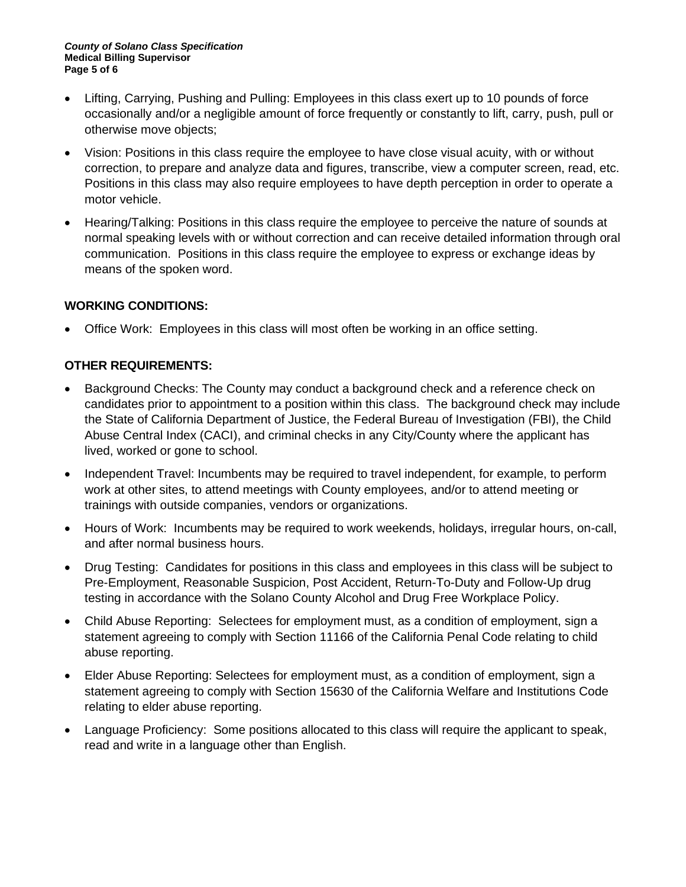- Lifting, Carrying, Pushing and Pulling: Employees in this class exert up to 10 pounds of force occasionally and/or a negligible amount of force frequently or constantly to lift, carry, push, pull or otherwise move objects;
- Vision: Positions in this class require the employee to have close visual acuity, with or without correction, to prepare and analyze data and figures, transcribe, view a computer screen, read, etc. Positions in this class may also require employees to have depth perception in order to operate a motor vehicle.
- Hearing/Talking: Positions in this class require the employee to perceive the nature of sounds at normal speaking levels with or without correction and can receive detailed information through oral communication. Positions in this class require the employee to express or exchange ideas by means of the spoken word.

**WORKING CONDITIONS:**

- Office Work: Employees in this class will most often be working in an office setting.

**OTHER REQUIREMENTS:**

- Background Checks: The County may conduct a background check and a reference check on candidates prior to appointment to a position within this class. The background check may include the State of California Department of Justice, the Federal Bureau of Investigation (FBI), the Child Abuse Central Index (CACI), and criminal checks in any City/County where the applicant has lived, worked or gone to school.
- Independent Travel: Incumbents may be required to travel independent, for example, to perform work at other sites, to attend meetings with County employees, and/or to attend meeting or trainings with outside companies, vendors or organizations.
- Hours of Work: Incumbents may be required to work weekends, holidays, irregular hours, on-call, and after normal business hours.
- Drug Testing: Candidates for positions in this class and employees in this class will be subject to Pre-Employment, Reasonable Suspicion, Post Accident, Return-To-Duty and Follow-Up drug testing in accordance with the Solano County Alcohol and Drug Free Workplace Policy.
- Child Abuse Reporting: Selectees for employment must, as a condition of employment, sign a statement agreeing to comply with Section 11166 of the California Penal Code relating to child abuse reporting.
- Elder Abuse Reporting: Selectees for employment must, as a condition of employment, sign a statement agreeing to comply with Section 15630 of the California Welfare and Institutions Code relating to elder abuse reporting.
- Language Proficiency: Some positions allocated to this class will require the applicant to speak, read and write in a language other than English.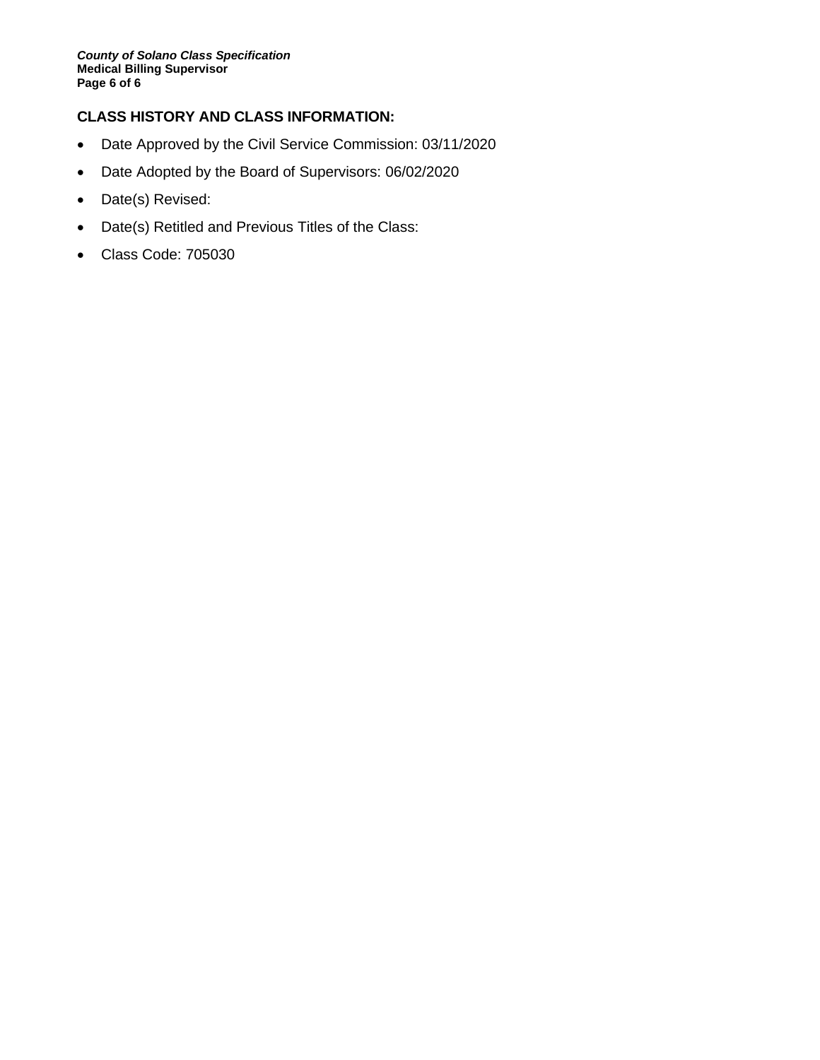## CLASS HISTORY AND CLASS INFORMATION:

- Date Approved by the Civil Service Commission: 03/11/2020
- Date Adopted by the Board of Supervisors: 06/02/2020
- Date(s) Revised:
- Date(s) Retitled and Previous Titles of the Class:
- Class Code: 705030